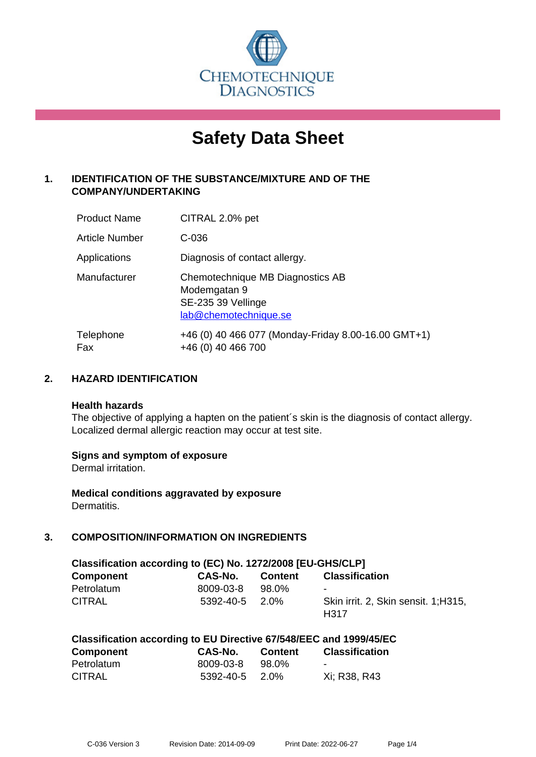CHEMOTECHNIQUE DIAGNOSTICS

# Safety Data Sheet

## 1. IDENTIFICATION OF THE SUBSTANCE/MIXTURE AND OF THE COMPANY/UNDERTAKING

| | |
|---|---|
| Product Name | CITRAL 2.0% pet |
| Article Number | C-036 |
| Applications | Diagnosis of contact allergy. |
| Manufacturer | Chemotechnique MB Diagnostics AB<br>Modemgatan 9<br>SE-235 39 Vellinge<br>lab@chemotechnique.se |
| Telephone<br>Fax | +46 (0) 40 466 077 (Monday-Friday 8.00-16.00 GMT+1)<br>+46 (0) 40 466 700 |

## 2. HAZARD IDENTIFICATION

**Health hazards**

The objective of applying a hapten on the patient´s skin is the diagnosis of contact allergy. Localized dermal allergic reaction may occur at test site.

**Signs and symptom of exposure**

Dermal irritation.

**Medical conditions aggravated by exposure**

Dermatitis.

## 3. COMPOSITION/INFORMATION ON INGREDIENTS

**Classification according to (EC) No. 1272/2008 [EU-GHS/CLP]**

| Component | CAS-No. | Content | Classification |
|---|---|---|---|
| Petrolatum | 8009-03-8 | 98.0% | - |
| CITRAL | 5392-40-5 | 2.0% | Skin irrit. 2, Skin sensit. 1;H315, H317 |

**Classification according to EU Directive 67/548/EEC and 1999/45/EC**

| Component | CAS-No. | Content | Classification |
|---|---|---|---|
| Petrolatum | 8009-03-8 | 98.0% | - |
| CITRAL | 5392-40-5 | 2.0% | Xi; R38, R43 |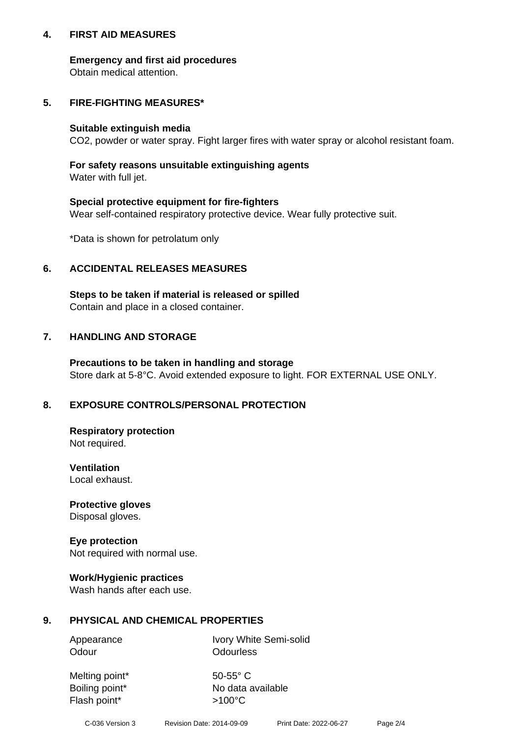## 4. FIRST AID MEASURES

**Emergency and first aid procedures**
Obtain medical attention.

## 5. FIRE-FIGHTING MEASURES*

**Suitable extinguish media**
$CO_2$, powder or water spray. Fight larger fires with water spray or alcohol resistant foam.

**For safety reasons unsuitable extinguishing agents**
Water with full jet.

**Special protective equipment for fire-fighters**
Wear self-contained respiratory protective device. Wear fully protective suit.

*Data is shown for petrolatum only

## 6. ACCIDENTAL RELEASES MEASURES

**Steps to be taken if material is released or spilled**
Contain and place in a closed container.

## 7. HANDLING AND STORAGE

**Precautions to be taken in handling and storage**
Store dark at 5-8°C. Avoid extended exposure to light. FOR EXTERNAL USE ONLY.

## 8. EXPOSURE CONTROLS/PERSONAL PROTECTION

**Respiratory protection**
Not required.

**Ventilation**
Local exhaust.

**Protective gloves**
Disposal gloves.

**Eye protection**
Not required with normal use.

**Work/Hygienic practices**
Wash hands after each use.

## 9. PHYSICAL AND CHEMICAL PROPERTIES

| | |
|---|---|
| Appearance | Ivory White Semi-solid |
| Odour | Odourless |
| Melting point* | 50-55° C |
| Boiling point* | No data available |
| Flash point* | >100°C |

C-036 Version 3 Revision Date: 2014-09-09 Print Date: 2022-06-27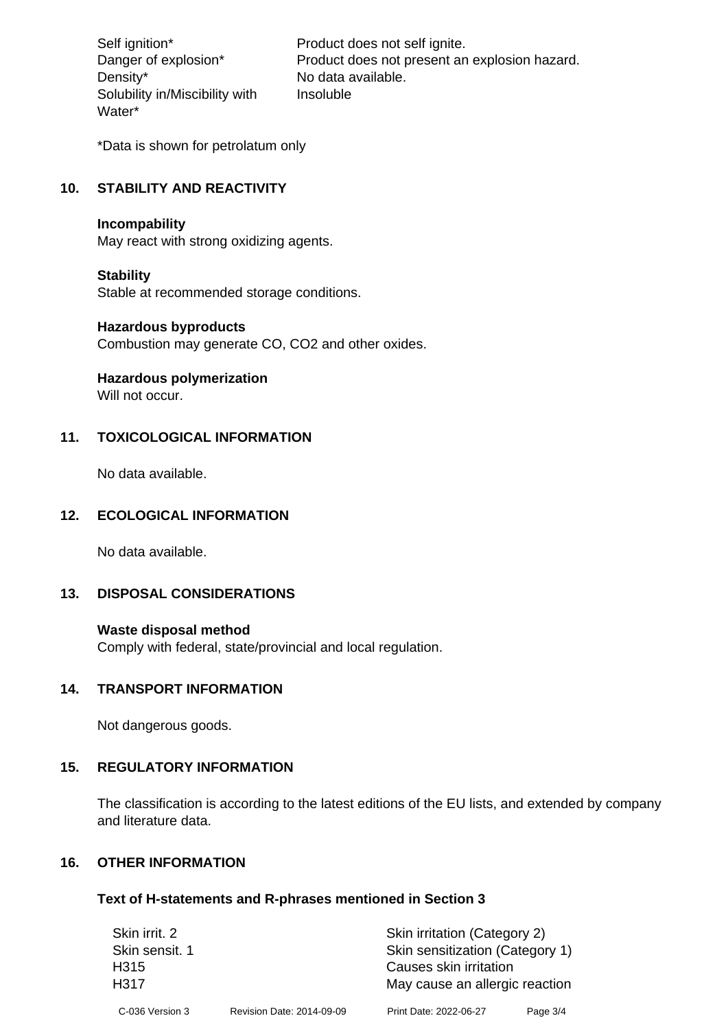| | |
|---|---|
| Self ignition* | Product does not self ignite. |
| Danger of explosion* | Product does not present an explosion hazard. |
| Density* | No data available. |
| Solubility in/Miscibility with Water* | Insoluble |

*Data is shown for petrolatum only

## 10. STABILITY AND REACTIVITY

**Incompability**
May react with strong oxidizing agents.

**Stability**
Stable at recommended storage conditions.

**Hazardous byproducts**
Combustion may generate CO, $CO_2$ and other oxides.

**Hazardous polymerization**
Will not occur.

## 11. TOXICOLOGICAL INFORMATION

No data available.

## 12. ECOLOGICAL INFORMATION

No data available.

## 13. DISPOSAL CONSIDERATIONS

**Waste disposal method**
Comply with federal, state/provincial and local regulation.

## 14. TRANSPORT INFORMATION

Not dangerous goods.

## 15. REGULATORY INFORMATION

The classification is according to the latest editions of the EU lists, and extended by company and literature data.

## 16. OTHER INFORMATION

**Text of H-statements and R-phrases mentioned in Section 3**

| | |
|---|---|
| Skin irrit. 2 | Skin irritation (Category 2) |
| Skin sensit. 1 | Skin sensitization (Category 1) |
| H315 | Causes skin irritation |
| H317 | May cause an allergic reaction |

C-036 Version 3 Revision Date: 2014-09-09 Print Date: 2022-06-27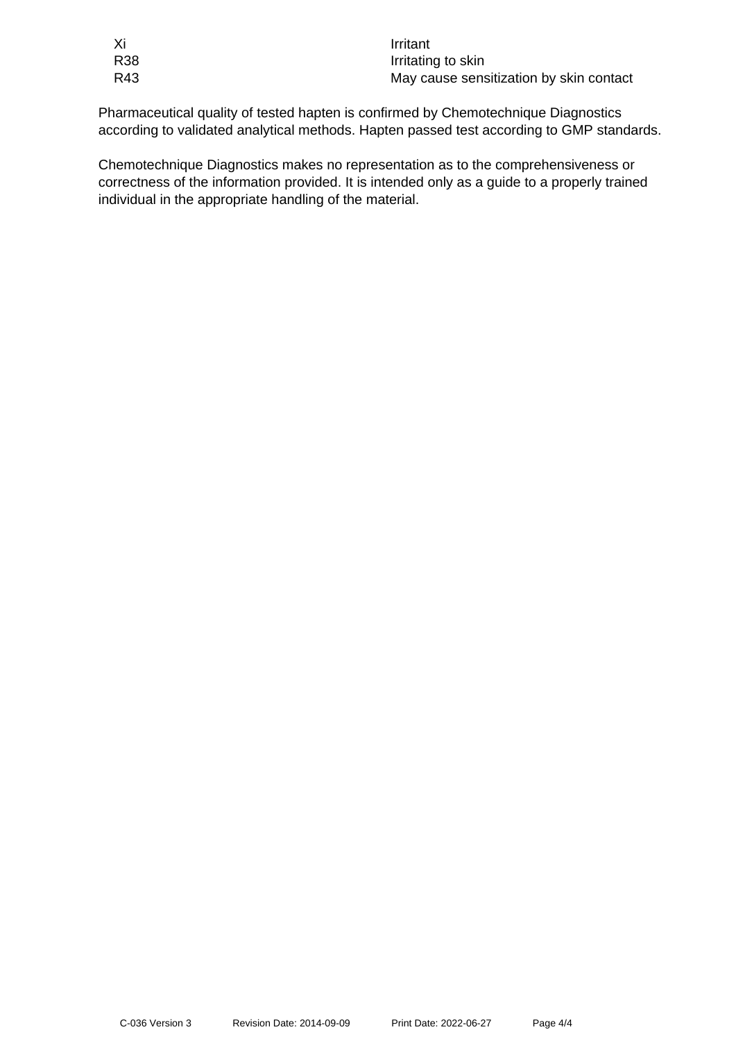| | |
|---|---|
| Xi | Irritant |
| R38 | Irritating to skin |
| R43 | May cause sensitization by skin contact |

Pharmaceutical quality of tested hapten is confirmed by Chemotechnique Diagnostics according to validated analytical methods. Hapten passed test according to GMP standards.

Chemotechnique Diagnostics makes no representation as to the comprehensiveness or correctness of the information provided. It is intended only as a guide to a properly trained individual in the appropriate handling of the material.